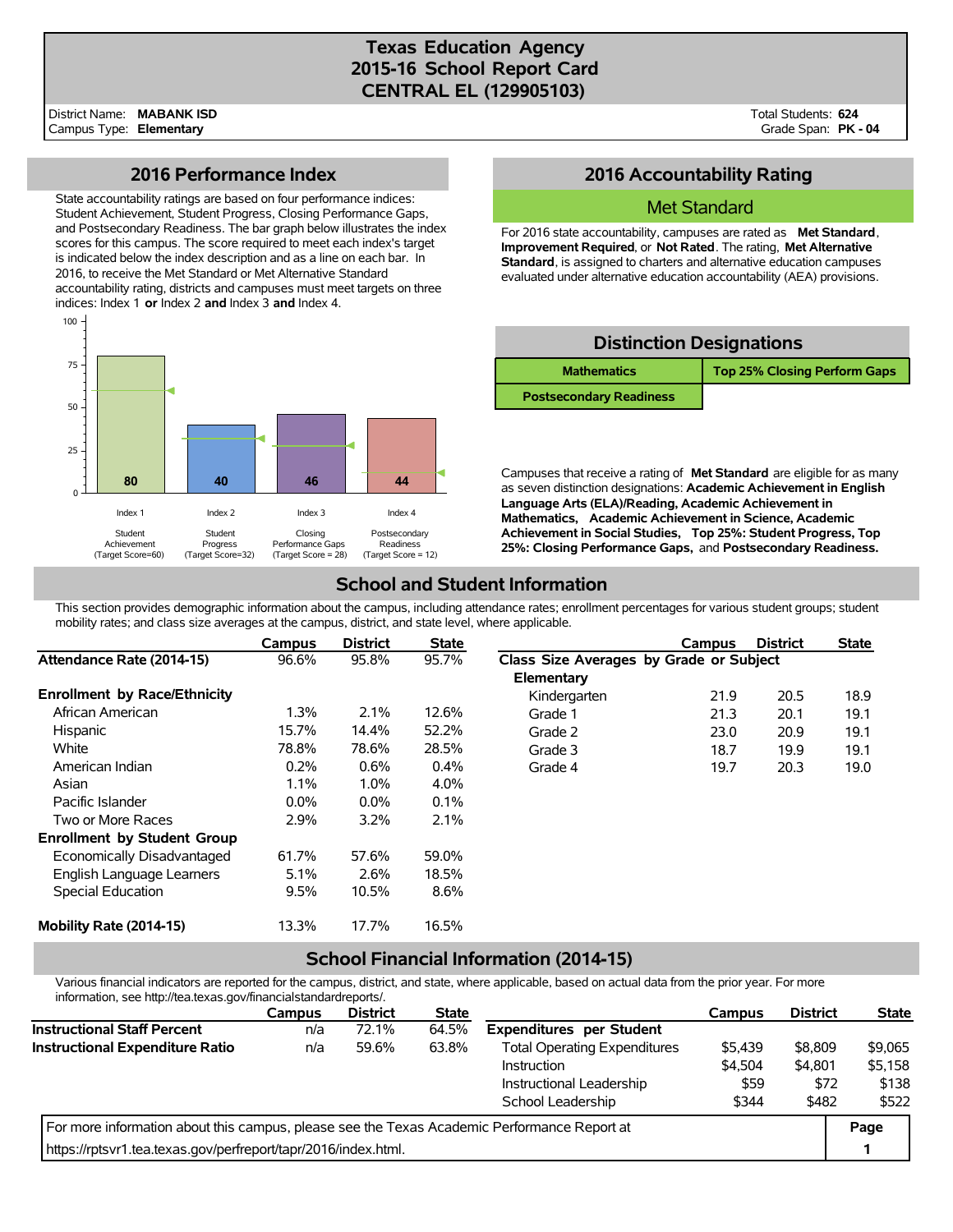# Texas Education Agency
# 2015-16 School Report Card
# CENTRAL EL (129905103)

District Name: **MABANK ISD**
Campus Type: **Elementary**

Total Students: **624**
Grade Span: **PK - 04**

## 2016 Performance Index

State accountability ratings are based on four performance indices: Student Achievement, Student Progress, Closing Performance Gaps, and Postsecondary Readiness. The bar graph below illustrates the index scores for this campus. The score required to meet each index's target is indicated below the index description and as a line on each bar. In 2016, to receive the Met Standard or Met Alternative Standard accountability rating, districts and campuses must meet targets on three indices: Index 1 **or** Index 2 **and** Index 3 **and** Index 4.

100
75
50
25
0

80
40
46
44

Index 1
Student Achievement
(Target Score=60)

Index 2
Student Progress
(Target Score=32)

Index 3
Closing Performance Gaps
(Target Score = 28)

Index 4
Postsecondary Readiness
(Target Score = 12)

## 2016 Accountability Rating

### Met Standard

For 2016 state accountability, campuses are rated as **Met Standard**, **Improvement Required**, or **Not Rated**. The rating, **Met Alternative Standard**, is assigned to charters and alternative education campuses evaluated under alternative education accountability (AEA) provisions.

## Distinction Designations

| | |
|---|---|
| **Mathematics** | **Top 25% Closing Perform Gaps** |
| **Postsecondary Readiness** | |

Campuses that receive a rating of **Met Standard** are eligible for as many as seven distinction designations: **Academic Achievement in English Language Arts (ELA)/Reading, Academic Achievement in Mathematics, Academic Achievement in Science, Academic Achievement in Social Studies, Top 25%: Student Progress, Top 25%: Closing Performance Gaps,** and **Postsecondary Readiness.**

## School and Student Information

This section provides demographic information about the campus, including attendance rates; enrollment percentages for various student groups; student mobility rates; and class size averages at the campus, district, and state level, where applicable.

| | Campus | District | State |
|---|---|---|---|
| **Attendance Rate (2014-15)** | 96.6% | 95.8% | 95.7% |
| **Enrollment by Race/Ethnicity** | | | |
| African American | 1.3% | 2.1% | 12.6% |
| Hispanic | 15.7% | 14.4% | 52.2% |
| White | 78.8% | 78.6% | 28.5% |
| American Indian | 0.2% | 0.6% | 0.4% |
| Asian | 1.1% | 1.0% | 4.0% |
| Pacific Islander | 0.0% | 0.0% | 0.1% |
| Two or More Races | 2.9% | 3.2% | 2.1% |
| **Enrollment by Student Group** | | | |
| Economically Disadvantaged | 61.7% | 57.6% | 59.0% |
| English Language Learners | 5.1% | 2.6% | 18.5% |
| Special Education | 9.5% | 10.5% | 8.6% |
| **Mobility Rate (2014-15)** | 13.3% | 17.7% | 16.5% |

| | Campus | District | State |
|---|---|---|---|
| **Class Size Averages by Grade or Subject** | | | |
| **Elementary** | | | |
| Kindergarten | 21.9 | 20.5 | 18.9 |
| Grade 1 | 21.3 | 20.1 | 19.1 |
| Grade 2 | 23.0 | 20.9 | 19.1 |
| Grade 3 | 18.7 | 19.9 | 19.1 |
| Grade 4 | 19.7 | 20.3 | 19.0 |

## School Financial Information (2014-15)

Various financial indicators are reported for the campus, district, and state, where applicable, based on actual data from the prior year. For more information, see http://tea.texas.gov/financialstandardreports/.

| | Campus | District | State |
|---|---|---|---|
| **Instructional Staff Percent** | n/a | 72.1% | 64.5% |
| **Instructional Expenditure Ratio** | n/a | 59.6% | 63.8% |

| | Campus | District | State |
|---|---|---|---|
| **Expenditures per Student** | | | |
| Total Operating Expenditures | $5,439 | $8,809 | $9,065 |
| Instruction | $4,504 | $4,801 | $5,158 |
| Instructional Leadership | $59 | $72 | $138 |
| School Leadership | $344 | $482 | $522 |

For more information about this campus, please see the Texas Academic Performance Report at https://rptsvr1.tea.texas.gov/perfreport/tapr/2016/index.html.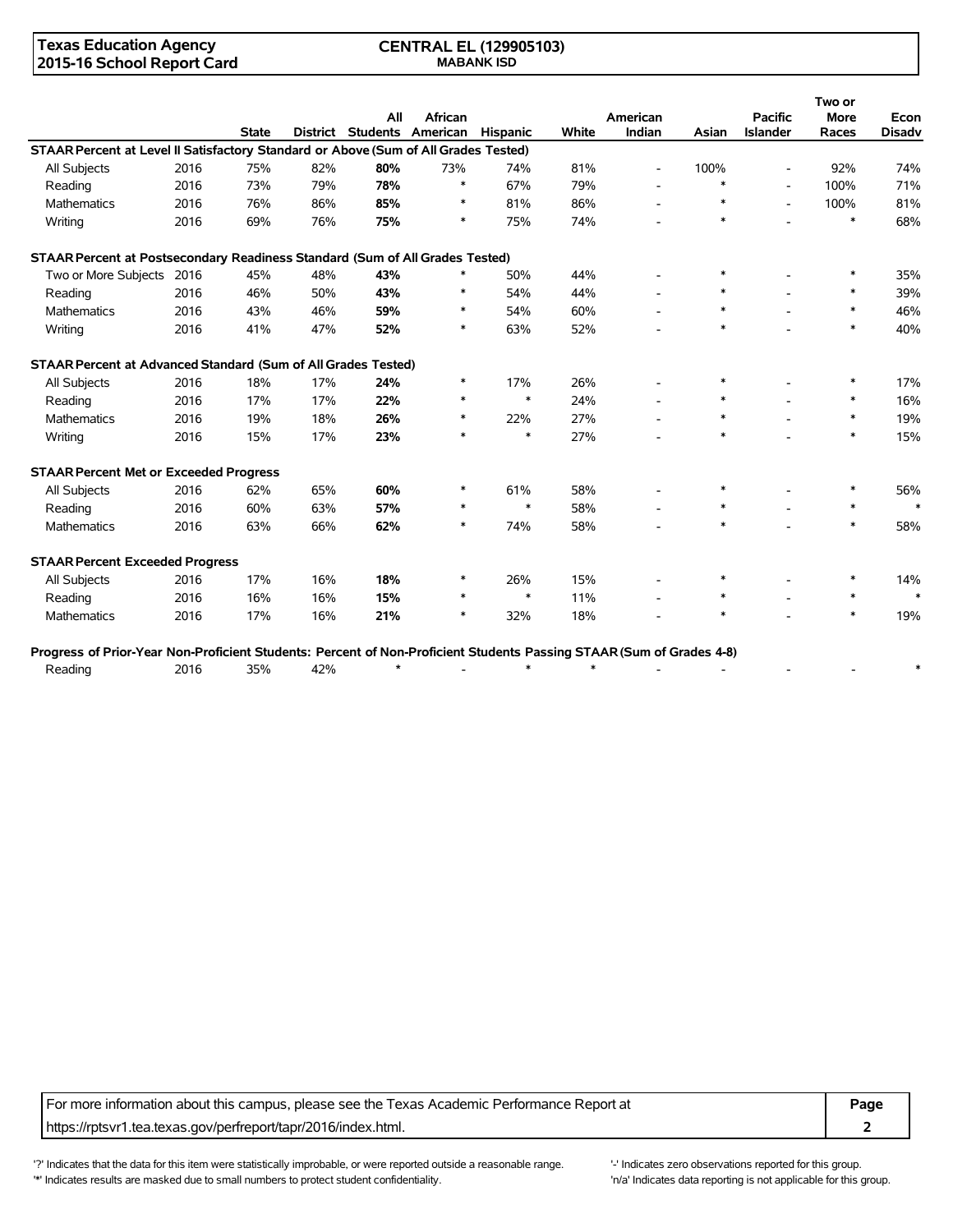**Texas Education Agency**
**2015-16 School Report Card**

**CENTRAL EL (129905103)**
**MABANK ISD**

| | | State | District | All Students | African American | Hispanic | White | American Indian | Asian | Pacific Islander | Two or More Races | Econ Disadv |
|---|---|---|---|---|---|---|---|---|---|---|---|---|
| **STAAR Percent at Level II Satisfactory Standard or Above (Sum of All Grades Tested)** | | | | | | | | | | | | |
| All Subjects | 2016 | 75% | 82% | **80%** | 73% | 74% | 81% | - | 100% | - | 92% | 74% |
| Reading | 2016 | 73% | 79% | **78%** | * | 67% | 79% | - | * | - | 100% | 71% |
| Mathematics | 2016 | 76% | 86% | **85%** | * | 81% | 86% | - | * | - | 100% | 81% |
| Writing | 2016 | 69% | 76% | **75%** | * | 75% | 74% | - | * | - | * | 68% |
| **STAAR Percent at Postsecondary Readiness Standard (Sum of All Grades Tested)** | | | | | | | | | | | | |
| Two or More Subjects | 2016 | 45% | 48% | **43%** | * | 50% | 44% | - | * | - | * | 35% |
| Reading | 2016 | 46% | 50% | **43%** | * | 54% | 44% | - | * | - | * | 39% |
| Mathematics | 2016 | 43% | 46% | **59%** | * | 54% | 60% | - | * | - | * | 46% |
| Writing | 2016 | 41% | 47% | **52%** | * | 63% | 52% | - | * | - | * | 40% |
| **STAAR Percent at Advanced Standard (Sum of All Grades Tested)** | | | | | | | | | | | | |
| All Subjects | 2016 | 18% | 17% | **24%** | * | 17% | 26% | - | * | - | * | 17% |
| Reading | 2016 | 17% | 17% | **22%** | * | * | 24% | - | * | - | * | 16% |
| Mathematics | 2016 | 19% | 18% | **26%** | * | 22% | 27% | - | * | - | * | 19% |
| Writing | 2016 | 15% | 17% | **23%** | * | * | 27% | - | * | - | * | 15% |
| **STAAR Percent Met or Exceeded Progress** | | | | | | | | | | | | |
| All Subjects | 2016 | 62% | 65% | **60%** | * | 61% | 58% | - | * | - | * | 56% |
| Reading | 2016 | 60% | 63% | **57%** | * | * | 58% | - | * | - | * | * |
| Mathematics | 2016 | 63% | 66% | **62%** | * | 74% | 58% | - | * | - | * | 58% |
| **STAAR Percent Exceeded Progress** | | | | | | | | | | | | |
| All Subjects | 2016 | 17% | 16% | **18%** | * | 26% | 15% | - | * | - | * | 14% |
| Reading | 2016 | 16% | 16% | **15%** | * | * | 11% | - | * | - | * | * |
| Mathematics | 2016 | 17% | 16% | **21%** | * | 32% | 18% | - | * | - | * | 19% |
| **Progress of Prior-Year Non-Proficient Students: Percent of Non-Proficient Students Passing STAAR (Sum of Grades 4-8)** | | | | | | | | | | | | |
| Reading | 2016 | 35% | 42% | * | - | * | * | - | - | - | - | * |

For more information about this campus, please see the Texas Academic Performance Report at https://rptsvr1.tea.texas.gov/perfreport/tapr/2016/index.html.

'?' Indicates that the data for this item were statistically improbable, or were reported outside a reasonable range.
'*' Indicates results are masked due to small numbers to protect student confidentiality.
'-' Indicates zero observations reported for this group.
'n/a' Indicates data reporting is not applicable for this group.